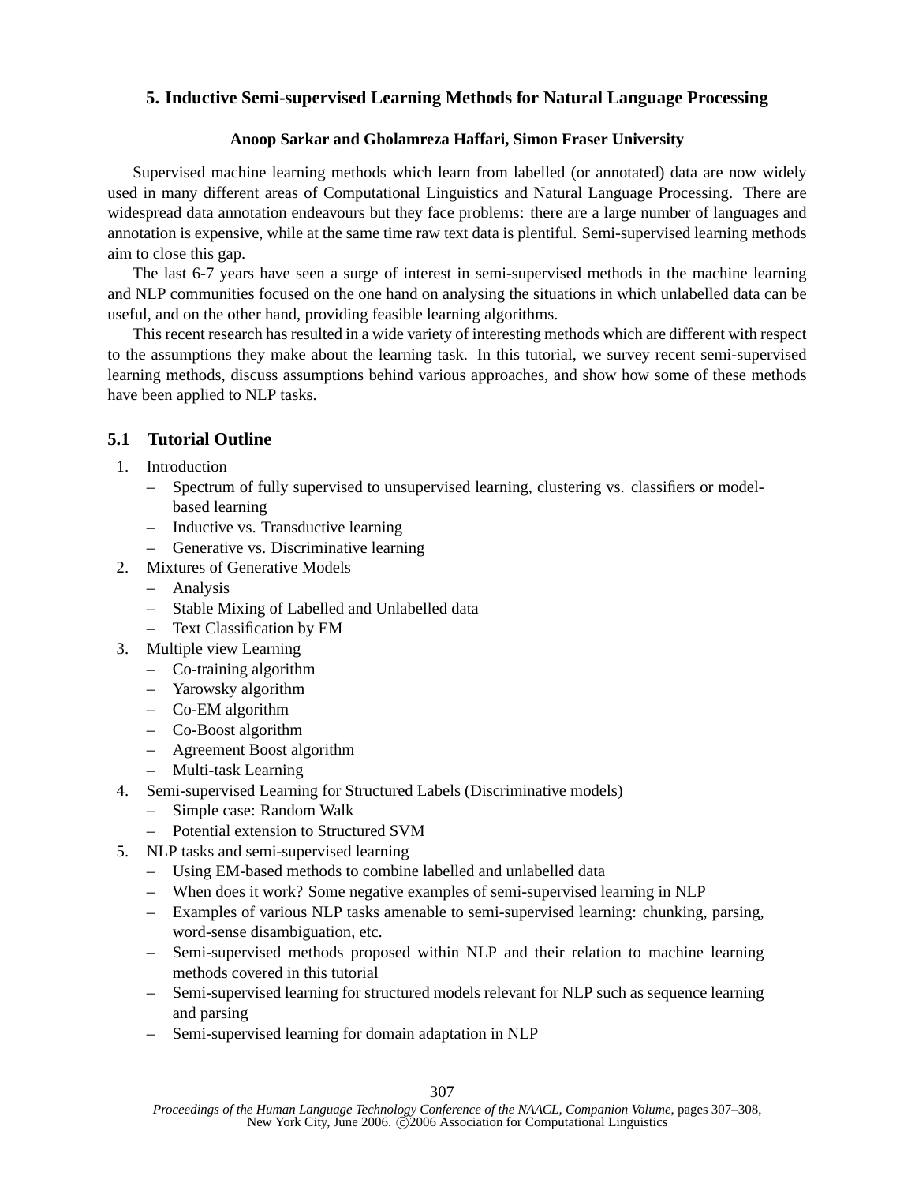# 5. Inductive Semi-supervised Learning Methods for Natural Language Processing

**Anoop Sarkar and Gholamreza Haffari, Simon Fraser University**

Supervised machine learning methods which learn from labelled (or annotated) data are now widely used in many different areas of Computational Linguistics and Natural Language Processing. There are widespread data annotation endeavours but they face problems: there are a large number of languages and annotation is expensive, while at the same time raw text data is plentiful. Semi-supervised learning methods aim to close this gap.

The last 6-7 years have seen a surge of interest in semi-supervised methods in the machine learning and NLP communities focused on the one hand on analysing the situations in which unlabelled data can be useful, and on the other hand, providing feasible learning algorithms.

This recent research has resulted in a wide variety of interesting methods which are different with respect to the assumptions they make about the learning task. In this tutorial, we survey recent semi-supervised learning methods, discuss assumptions behind various approaches, and show how some of these methods have been applied to NLP tasks.

## 5.1 Tutorial Outline

1. Introduction
   - Spectrum of fully supervised to unsupervised learning, clustering vs. classifiers or model-based learning
   - Inductive vs. Transductive learning
   - Generative vs. Discriminative learning
2. Mixtures of Generative Models
   - Analysis
   - Stable Mixing of Labelled and Unlabelled data
   - Text Classification by EM
3. Multiple view Learning
   - Co-training algorithm
   - Yarowsky algorithm
   - Co-EM algorithm
   - Co-Boost algorithm
   - Agreement Boost algorithm
   - Multi-task Learning
4. Semi-supervised Learning for Structured Labels (Discriminative models)
   - Simple case: Random Walk
   - Potential extension to Structured SVM
5. NLP tasks and semi-supervised learning
   - Using EM-based methods to combine labelled and unlabelled data
   - When does it work? Some negative examples of semi-supervised learning in NLP
   - Examples of various NLP tasks amenable to semi-supervised learning: chunking, parsing, word-sense disambiguation, etc.
   - Semi-supervised methods proposed within NLP and their relation to machine learning methods covered in this tutorial
   - Semi-supervised learning for structured models relevant for NLP such as sequence learning and parsing
   - Semi-supervised learning for domain adaptation in NLP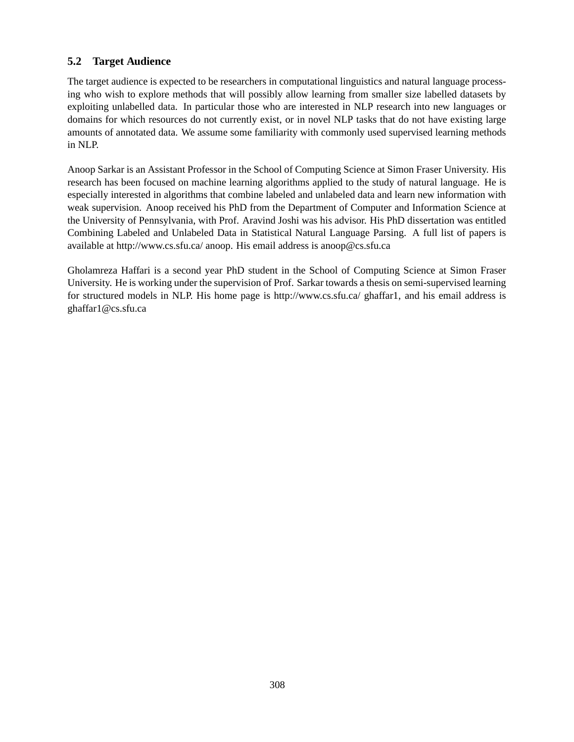### 5.2 Target Audience

The target audience is expected to be researchers in computational linguistics and natural language processing who wish to explore methods that will possibly allow learning from smaller size labelled datasets by exploiting unlabelled data. In particular those who are interested in NLP research into new languages or domains for which resources do not currently exist, or in novel NLP tasks that do not have existing large amounts of annotated data. We assume some familiarity with commonly used supervised learning methods in NLP.

Anoop Sarkar is an Assistant Professor in the School of Computing Science at Simon Fraser University. His research has been focused on machine learning algorithms applied to the study of natural language. He is especially interested in algorithms that combine labeled and unlabeled data and learn new information with weak supervision. Anoop received his PhD from the Department of Computer and Information Science at the University of Pennsylvania, with Prof. Aravind Joshi was his advisor. His PhD dissertation was entitled Combining Labeled and Unlabeled Data in Statistical Natural Language Parsing. A full list of papers is available at http://www.cs.sfu.ca/ anoop. His email address is anoop@cs.sfu.ca

Gholamreza Haffari is a second year PhD student in the School of Computing Science at Simon Fraser University. He is working under the supervision of Prof. Sarkar towards a thesis on semi-supervised learning for structured models in NLP. His home page is http://www.cs.sfu.ca/ ghaffar1, and his email address is ghaffar1@cs.sfu.ca